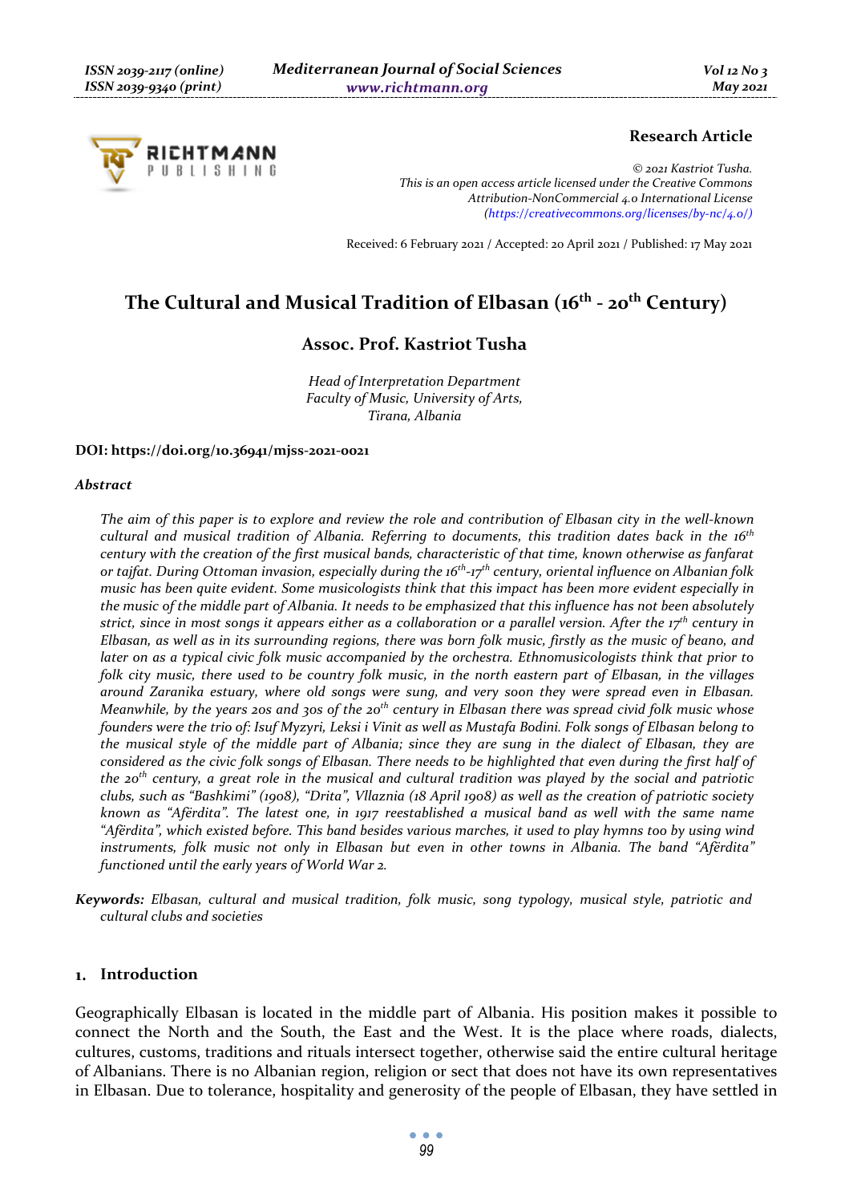**Research Article**

© 2021 Kastriot Tusha.
This is an open access article licensed under the Creative Commons Attribution-NonCommercial 4.0 International License (https://creativecommons.org/licenses/by-nc/4.0/)

Received: 6 February 2021 / Accepted: 20 April 2021 / Published: 17 May 2021

# The Cultural and Musical Tradition of Elbasan (16th - 20th Century)

## Assoc. Prof. Kastriot Tusha

*Head of Interpretation Department*
*Faculty of Music, University of Arts,*
*Tirana, Albania*

**DOI: https://doi.org/10.36941/mjss-2021-0021**

### *Abstract*

*The aim of this paper is to explore and review the role and contribution of Elbasan city in the well-known cultural and musical tradition of Albania. Referring to documents, this tradition dates back in the 16th century with the creation of the first musical bands, characteristic of that time, known otherwise as fanfarat or tajfat. During Ottoman invasion, especially during the 16th-17th century, oriental influence on Albanian folk music has been quite evident. Some musicologists think that this impact has been more evident especially in the music of the middle part of Albania. It needs to be emphasized that this influence has not been absolutely strict, since in most songs it appears either as a collaboration or a parallel version. After the 17th century in Elbasan, as well as in its surrounding regions, there was born folk music, firstly as the music of beano, and later on as a typical civic folk music accompanied by the orchestra. Ethnomusicologists think that prior to folk city music, there used to be country folk music, in the north eastern part of Elbasan, in the villages around Zaranika estuary, where old songs were sung, and very soon they were spread even in Elbasan. Meanwhile, by the years 20s and 30s of the 20th century in Elbasan there was spread civid folk music whose founders were the trio of: Isuf Myzyri, Leksi i Vinit as well as Mustafa Bodini. Folk songs of Elbasan belong to the musical style of the middle part of Albania; since they are sung in the dialect of Elbasan, they are considered as the civic folk songs of Elbasan. There needs to be highlighted that even during the first half of the 20th century, a great role in the musical and cultural tradition was played by the social and patriotic clubs, such as "Bashkimi" (1908), "Drita", Vllaznia (18 April 1908) as well as the creation of patriotic society known as "Afërdita". The latest one, in 1917 reestablished a musical band as well with the same name "Afërdita", which existed before. This band besides various marches, it used to play hymns too by using wind instruments, folk music not only in Elbasan but even in other towns in Albania. The band "Afërdita" functioned until the early years of World War 2.*

**Keywords:** *Elbasan, cultural and musical tradition, folk music, song typology, musical style, patriotic and cultural clubs and societies*

## 1. Introduction

Geographically Elbasan is located in the middle part of Albania. His position makes it possible to connect the North and the South, the East and the West. It is the place where roads, dialects, cultures, customs, traditions and rituals intersect together, otherwise said the entire cultural heritage of Albanians. There is no Albanian region, religion or sect that does not have its own representatives in Elbasan. Due to tolerance, hospitality and generosity of the people of Elbasan, they have settled in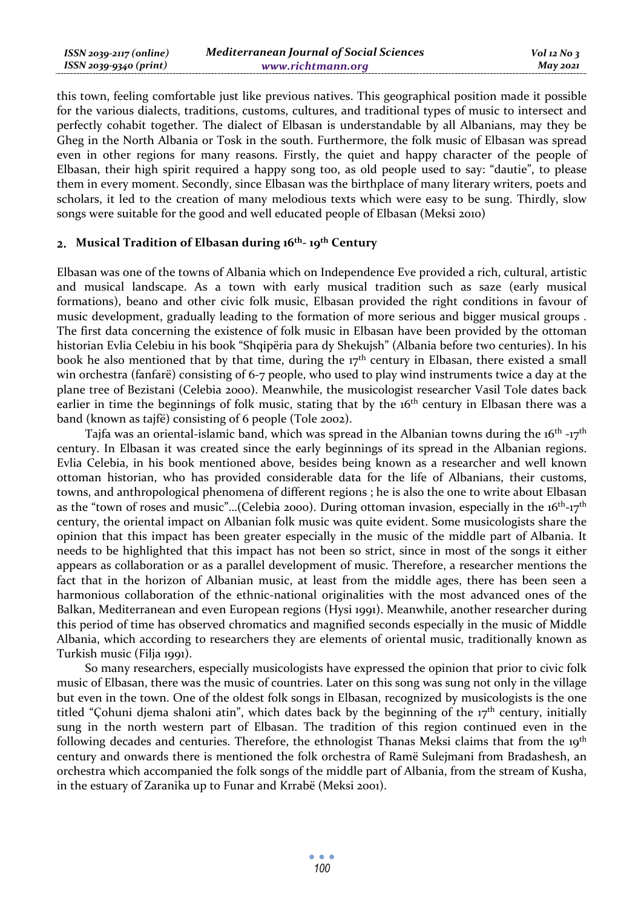this town, feeling comfortable just like previous natives. This geographical position made it possible for the various dialects, traditions, customs, cultures, and traditional types of music to intersect and perfectly cohabit together. The dialect of Elbasan is understandable by all Albanians, may they be Gheg in the North Albania or Tosk in the south. Furthermore, the folk music of Elbasan was spread even in other regions for many reasons. Firstly, the quiet and happy character of the people of Elbasan, their high spirit required a happy song too, as old people used to say: "dautie", to please them in every moment. Secondly, since Elbasan was the birthplace of many literary writers, poets and scholars, it led to the creation of many melodious texts which were easy to be sung. Thirdly, slow songs were suitable for the good and well educated people of Elbasan (Meksi 2010)

## 2. Musical Tradition of Elbasan during 16th- 19th Century

Elbasan was one of the towns of Albania which on Independence Eve provided a rich, cultural, artistic and musical landscape. As a town with early musical tradition such as saze (early musical formations), beano and other civic folk music, Elbasan provided the right conditions in favour of music development, gradually leading to the formation of more serious and bigger musical groups . The first data concerning the existence of folk music in Elbasan have been provided by the ottoman historian Evlia Celebiu in his book "Shqipëria para dy Shekujsh" (Albania before two centuries). In his book he also mentioned that by that time, during the 17th century in Elbasan, there existed a small win orchestra (fanfarë) consisting of 6-7 people, who used to play wind instruments twice a day at the plane tree of Bezistani (Celebia 2000). Meanwhile, the musicologist researcher Vasil Tole dates back earlier in time the beginnings of folk music, stating that by the 16th century in Elbasan there was a band (known as tajfë) consisting of 6 people (Tole 2002).

Tajfa was an oriental-islamic band, which was spread in the Albanian towns during the 16th -17th century. In Elbasan it was created since the early beginnings of its spread in the Albanian regions. Evlia Celebia, in his book mentioned above, besides being known as a researcher and well known ottoman historian, who has provided considerable data for the life of Albanians, their customs, towns, and anthropological phenomena of different regions ; he is also the one to write about Elbasan as the "town of roses and music"...(Celebia 2000). During ottoman invasion, especially in the 16th-17th century, the oriental impact on Albanian folk music was quite evident. Some musicologists share the opinion that this impact has been greater especially in the music of the middle part of Albania. It needs to be highlighted that this impact has not been so strict, since in most of the songs it either appears as collaboration or as a parallel development of music. Therefore, a researcher mentions the fact that in the horizon of Albanian music, at least from the middle ages, there has been seen a harmonious collaboration of the ethnic-national originalities with the most advanced ones of the Balkan, Mediterranean and even European regions (Hysi 1991). Meanwhile, another researcher during this period of time has observed chromatics and magnified seconds especially in the music of Middle Albania, which according to researchers they are elements of oriental music, traditionally known as Turkish music (Filja 1991).

So many researchers, especially musicologists have expressed the opinion that prior to civic folk music of Elbasan, there was the music of countries. Later on this song was sung not only in the village but even in the town. One of the oldest folk songs in Elbasan, recognized by musicologists is the one titled "Çohuni djema shaloni atin", which dates back by the beginning of the 17th century, initially sung in the north western part of Elbasan. The tradition of this region continued even in the following decades and centuries. Therefore, the ethnologist Thanas Meksi claims that from the 19th century and onwards there is mentioned the folk orchestra of Ramë Sulejmani from Bradashesh, an orchestra which accompanied the folk songs of the middle part of Albania, from the stream of Kusha, in the estuary of Zaranika up to Funar and Krrabë (Meksi 2001).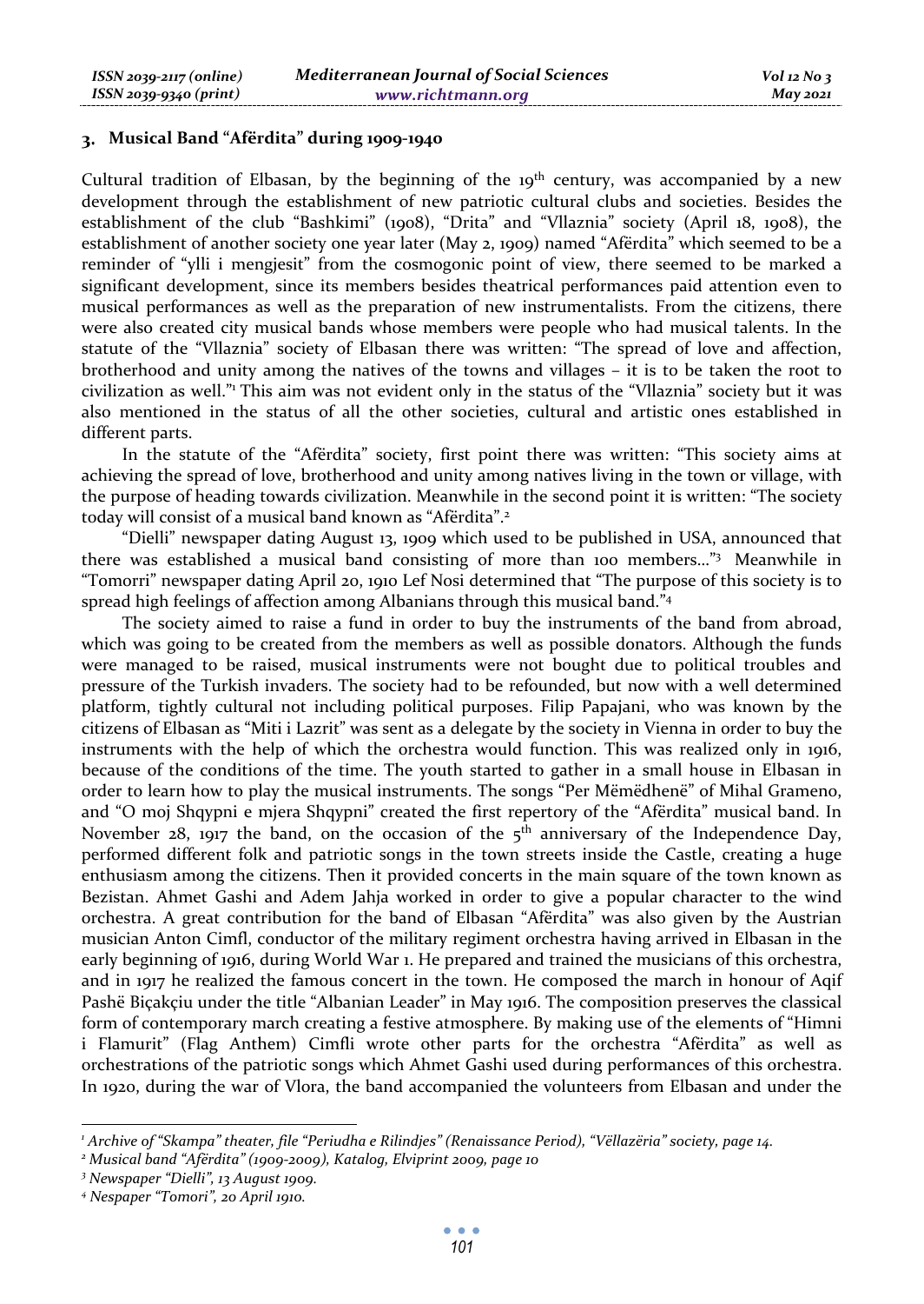## 3. Musical Band "Afërdita" during 1909-1940

Cultural tradition of Elbasan, by the beginning of the 19th century, was accompanied by a new development through the establishment of new patriotic cultural clubs and societies. Besides the establishment of the club "Bashkimi" (1908), "Drita" and "Vllaznia" society (April 18, 1908), the establishment of another society one year later (May 2, 1909) named "Afërdita" which seemed to be a reminder of "ylli i mengjesit" from the cosmogonic point of view, there seemed to be marked a significant development, since its members besides theatrical performances paid attention even to musical performances as well as the preparation of new instrumentalists. From the citizens, there were also created city musical bands whose members were people who had musical talents. In the statute of the "Vllaznia" society of Elbasan there was written: "The spread of love and affection, brotherhood and unity among the natives of the towns and villages – it is to be taken the root to civilization as well."[1] This aim was not evident only in the status of the "Vllaznia" society but it was also mentioned in the status of all the other societies, cultural and artistic ones established in different parts.

In the statute of the "Afërdita" society, first point there was written: "This society aims at achieving the spread of love, brotherhood and unity among natives living in the town or village, with the purpose of heading towards civilization. Meanwhile in the second point it is written: "The society today will consist of a musical band known as "Afërdita".[2]

"Dielli" newspaper dating August 13, 1909 which used to be published in USA, announced that there was established a musical band consisting of more than 100 members..."[3] Meanwhile in "Tomorri" newspaper dating April 20, 1910 Lef Nosi determined that "The purpose of this society is to spread high feelings of affection among Albanians through this musical band."[4]

The society aimed to raise a fund in order to buy the instruments of the band from abroad, which was going to be created from the members as well as possible donators. Although the funds were managed to be raised, musical instruments were not bought due to political troubles and pressure of the Turkish invaders. The society had to be refounded, but now with a well determined platform, tightly cultural not including political purposes. Filip Papajani, who was known by the citizens of Elbasan as "Miti i Lazrit" was sent as a delegate by the society in Vienna in order to buy the instruments with the help of which the orchestra would function. This was realized only in 1916, because of the conditions of the time. The youth started to gather in a small house in Elbasan in order to learn how to play the musical instruments. The songs "Per Mëmëdhenë" of Mihal Grameno, and "O moj Shqypni e mjera Shqypni" created the first repertory of the "Afërdita" musical band. In November 28, 1917 the band, on the occasion of the 5th anniversary of the Independence Day, performed different folk and patriotic songs in the town streets inside the Castle, creating a huge enthusiasm among the citizens. Then it provided concerts in the main square of the town known as Bezistan. Ahmet Gashi and Adem Jahja worked in order to give a popular character to the wind orchestra. A great contribution for the band of Elbasan "Afërdita" was also given by the Austrian musician Anton Cimfl, conductor of the military regiment orchestra having arrived in Elbasan in the early beginning of 1916, during World War 1. He prepared and trained the musicians of this orchestra, and in 1917 he realized the famous concert in the town. He composed the march in honour of Aqif Pashë Biçakçiu under the title "Albanian Leader" in May 1916. The composition preserves the classical form of contemporary march creating a festive atmosphere. By making use of the elements of "Himni i Flamurit" (Flag Anthem) Cimfli wrote other parts for the orchestra "Afërdita" as well as orchestrations of the patriotic songs which Ahmet Gashi used during performances of this orchestra. In 1920, during the war of Vlora, the band accompanied the volunteers from Elbasan and under the

---

[1] *Archive of "Skampa" theater, file "Periudha e Rilindjes" (Renaissance Period), "Vëllazëria" society, page 14.*

[2] *Musical band "Afërdita" (1909-2009), Katalog, Elviprint 2009, page 10*

[3] *Newspaper "Dielli", 13 August 1909.*

[4] *Nespaper "Tomori", 20 April 1910.*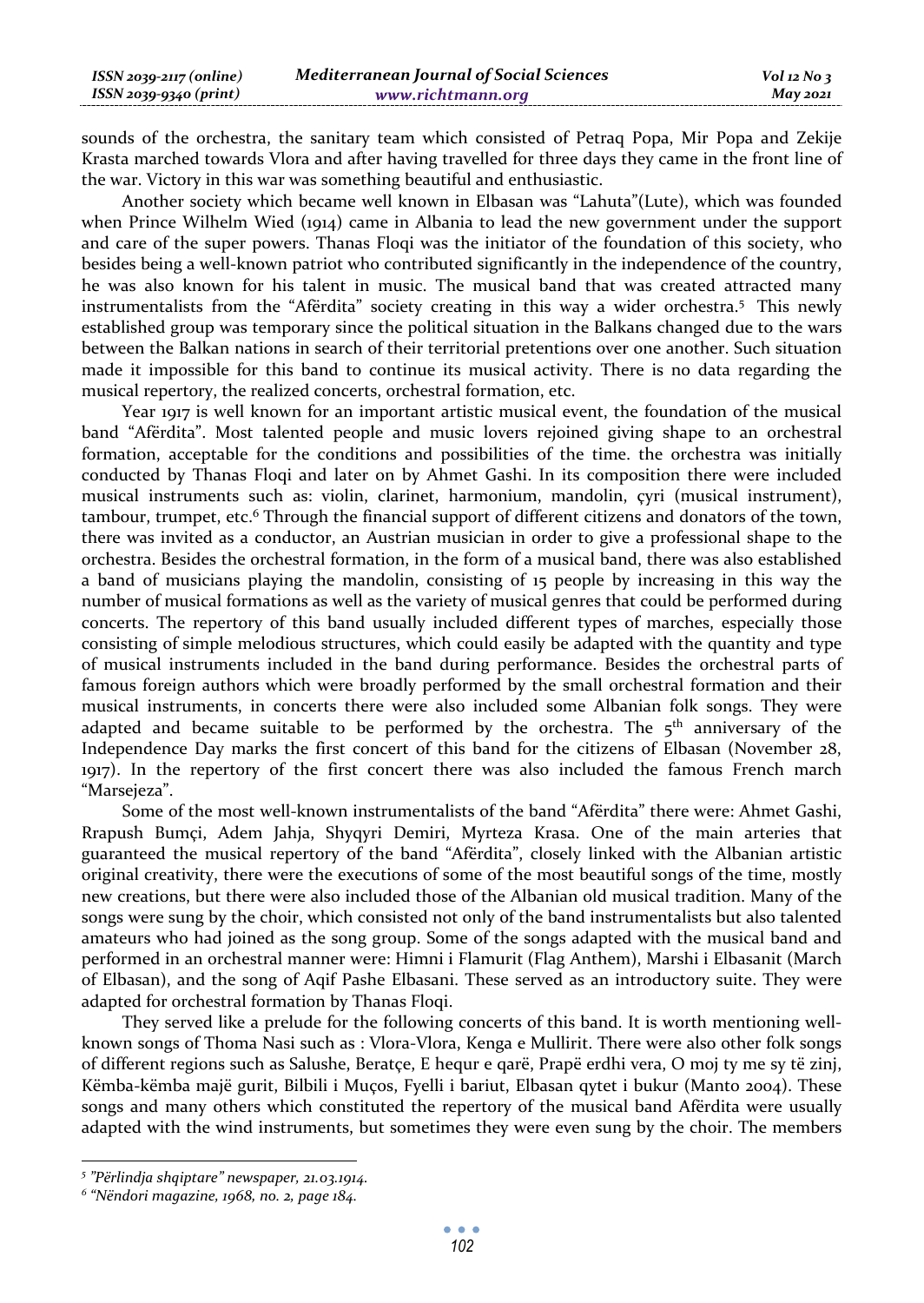sounds of the orchestra, the sanitary team which consisted of Petraq Popa, Mir Popa and Zekije Krasta marched towards Vlora and after having travelled for three days they came in the front line of the war. Victory in this war was something beautiful and enthusiastic.

Another society which became well known in Elbasan was "Lahuta"(Lute), which was founded when Prince Wilhelm Wied (1914) came in Albania to lead the new government under the support and care of the super powers. Thanas Floqi was the initiator of the foundation of this society, who besides being a well-known patriot who contributed significantly in the independence of the country, he was also known for his talent in music. The musical band that was created attracted many instrumentalists from the "Afërdita" society creating in this way a wider orchestra.[5] This newly established group was temporary since the political situation in the Balkans changed due to the wars between the Balkan nations in search of their territorial pretentions over one another. Such situation made it impossible for this band to continue its musical activity. There is no data regarding the musical repertory, the realized concerts, orchestral formation, etc.

Year 1917 is well known for an important artistic musical event, the foundation of the musical band "Afërdita". Most talented people and music lovers rejoined giving shape to an orchestral formation, acceptable for the conditions and possibilities of the time. the orchestra was initially conducted by Thanas Floqi and later on by Ahmet Gashi. In its composition there were included musical instruments such as: violin, clarinet, harmonium, mandolin, çyri (musical instrument), tambour, trumpet, etc.[6] Through the financial support of different citizens and donators of the town, there was invited as a conductor, an Austrian musician in order to give a professional shape to the orchestra. Besides the orchestral formation, in the form of a musical band, there was also established a band of musicians playing the mandolin, consisting of 15 people by increasing in this way the number of musical formations as well as the variety of musical genres that could be performed during concerts. The repertory of this band usually included different types of marches, especially those consisting of simple melodious structures, which could easily be adapted with the quantity and type of musical instruments included in the band during performance. Besides the orchestral parts of famous foreign authors which were broadly performed by the small orchestral formation and their musical instruments, in concerts there were also included some Albanian folk songs. They were adapted and became suitable to be performed by the orchestra. The 5th anniversary of the Independence Day marks the first concert of this band for the citizens of Elbasan (November 28, 1917). In the repertory of the first concert there was also included the famous French march "Marsejeza".

Some of the most well-known instrumentalists of the band "Afërdita" there were: Ahmet Gashi, Rrapush Bumçi, Adem Jahja, Shyqyri Demiri, Myrteza Krasa. One of the main arteries that guaranteed the musical repertory of the band "Afërdita", closely linked with the Albanian artistic original creativity, there were the executions of some of the most beautiful songs of the time, mostly new creations, but there were also included those of the Albanian old musical tradition. Many of the songs were sung by the choir, which consisted not only of the band instrumentalists but also talented amateurs who had joined as the song group. Some of the songs adapted with the musical band and performed in an orchestral manner were: Himni i Flamurit (Flag Anthem), Marshi i Elbasanit (March of Elbasan), and the song of Aqif Pashe Elbasani. These served as an introductory suite. They were adapted for orchestral formation by Thanas Floqi.

They served like a prelude for the following concerts of this band. It is worth mentioning well-known songs of Thoma Nasi such as : Vlora-Vlora, Kenga e Mullirit. There were also other folk songs of different regions such as Salushe, Beratçe, E hequr e qarë, Prapë erdhi vera, O moj ty me sy të zinj, Këmba-këmba majë gurit, Bilbili i Muços, Fyelli i bariut, Elbasan qytet i bukur (Manto 2004). These songs and many others which constituted the repertory of the musical band Afërdita were usually adapted with the wind instruments, but sometimes they were even sung by the choir. The members

---

[5] *"Përlindja shqiptare" newspaper, 21.03.1914.*

[6] *"Nëndori magazine, 1968, no. 2, page 184.*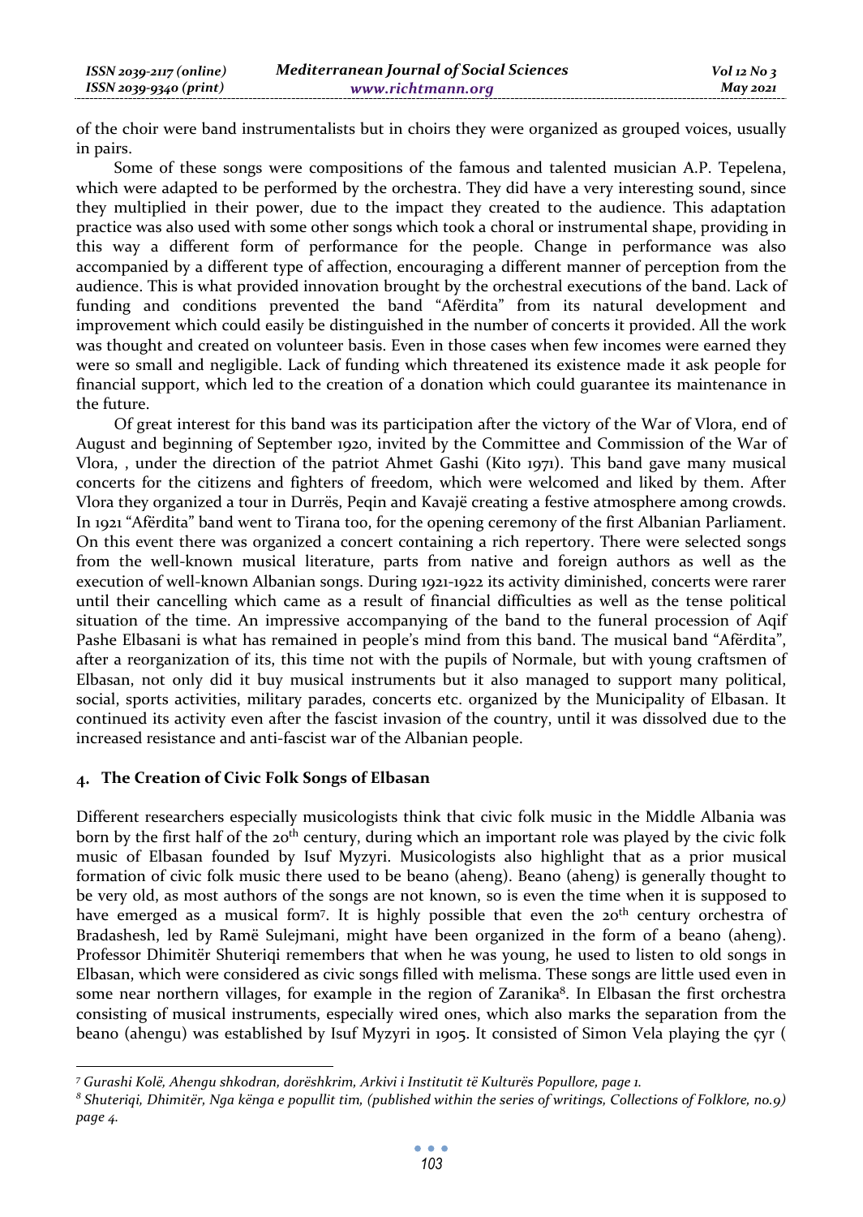of the choir were band instrumentalists but in choirs they were organized as grouped voices, usually in pairs.

Some of these songs were compositions of the famous and talented musician A.P. Tepelena, which were adapted to be performed by the orchestra. They did have a very interesting sound, since they multiplied in their power, due to the impact they created to the audience. This adaptation practice was also used with some other songs which took a choral or instrumental shape, providing in this way a different form of performance for the people. Change in performance was also accompanied by a different type of affection, encouraging a different manner of perception from the audience. This is what provided innovation brought by the orchestral executions of the band. Lack of funding and conditions prevented the band "Afërdita" from its natural development and improvement which could easily be distinguished in the number of concerts it provided. All the work was thought and created on volunteer basis. Even in those cases when few incomes were earned they were so small and negligible. Lack of funding which threatened its existence made it ask people for financial support, which led to the creation of a donation which could guarantee its maintenance in the future.

Of great interest for this band was its participation after the victory of the War of Vlora, end of August and beginning of September 1920, invited by the Committee and Commission of the War of Vlora, , under the direction of the patriot Ahmet Gashi (Kito 1971). This band gave many musical concerts for the citizens and fighters of freedom, which were welcomed and liked by them. After Vlora they organized a tour in Durrës, Peqin and Kavajë creating a festive atmosphere among crowds. In 1921 "Afërdita" band went to Tirana too, for the opening ceremony of the first Albanian Parliament. On this event there was organized a concert containing a rich repertory. There were selected songs from the well-known musical literature, parts from native and foreign authors as well as the execution of well-known Albanian songs. During 1921-1922 its activity diminished, concerts were rarer until their cancelling which came as a result of financial difficulties as well as the tense political situation of the time. An impressive accompanying of the band to the funeral procession of Aqif Pashe Elbasani is what has remained in people's mind from this band. The musical band "Afërdita", after a reorganization of its, this time not with the pupils of Normale, but with young craftsmen of Elbasan, not only did it buy musical instruments but it also managed to support many political, social, sports activities, military parades, concerts etc. organized by the Municipality of Elbasan. It continued its activity even after the fascist invasion of the country, until it was dissolved due to the increased resistance and anti-fascist war of the Albanian people.

## 4. The Creation of Civic Folk Songs of Elbasan

Different researchers especially musicologists think that civic folk music in the Middle Albania was born by the first half of the 20th century, during which an important role was played by the civic folk music of Elbasan founded by Isuf Myzyri. Musicologists also highlight that as a prior musical formation of civic folk music there used to be beano (aheng). Beano (aheng) is generally thought to be very old, as most authors of the songs are not known, so is even the time when it is supposed to have emerged as a musical form[7]. It is highly possible that even the 20th century orchestra of Bradashesh, led by Ramë Sulejmani, might have been organized in the form of a beano (aheng). Professor Dhimitër Shuteriqi remembers that when he was young, he used to listen to old songs in Elbasan, which were considered as civic songs filled with melisma. These songs are little used even in some near northern villages, for example in the region of Zaranika[8]. In Elbasan the first orchestra consisting of musical instruments, especially wired ones, which also marks the separation from the beano (ahengu) was established by Isuf Myzyri in 1905. It consisted of Simon Vela playing the çyr (

---

[7] *Gurashi Kolë, Ahengu shkodran, dorëshkrim, Arkivi i Institutit të Kulturës Popullore, page 1.*

[8] *Shuteriqi, Dhimitër, Nga kënga e popullit tim, (published within the series of writings, Collections of Folklore, no.9) page 4.*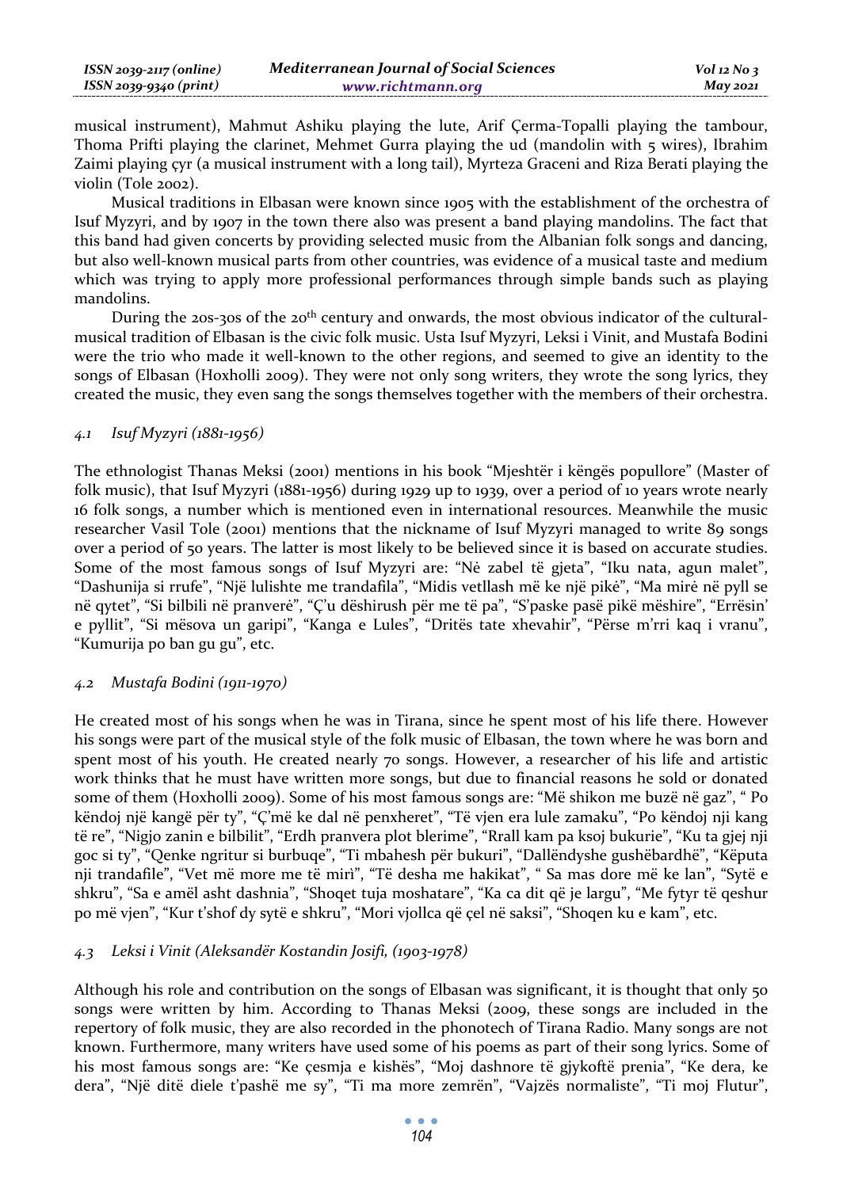musical instrument), Mahmut Ashiku playing the lute, Arif Çerma-Topalli playing the tambour, Thoma Prifti playing the clarinet, Mehmet Gurra playing the ud (mandolin with 5 wires), Ibrahim Zaimi playing çyr (a musical instrument with a long tail), Myrteza Graceni and Riza Berati playing the violin (Tole 2002).

Musical traditions in Elbasan were known since 1905 with the establishment of the orchestra of Isuf Myzyri, and by 1907 in the town there also was present a band playing mandolins. The fact that this band had given concerts by providing selected music from the Albanian folk songs and dancing, but also well-known musical parts from other countries, was evidence of a musical taste and medium which was trying to apply more professional performances through simple bands such as playing mandolins.

During the 20s-30s of the 20th century and onwards, the most obvious indicator of the cultural-musical tradition of Elbasan is the civic folk music. Usta Isuf Myzyri, Leksi i Vinit, and Mustafa Bodini were the trio who made it well-known to the other regions, and seemed to give an identity to the songs of Elbasan (Hoxholli 2009). They were not only song writers, they wrote the song lyrics, they created the music, they even sang the songs themselves together with the members of their orchestra.

### *4.1 Isuf Myzyri (1881-1956)*

The ethnologist Thanas Meksi (2001) mentions in his book "Mjeshtër i këngës popullore" (Master of folk music), that Isuf Myzyri (1881-1956) during 1929 up to 1939, over a period of 10 years wrote nearly 16 folk songs, a number which is mentioned even in international resources. Meanwhile the music researcher Vasil Tole (2001) mentions that the nickname of Isuf Myzyri managed to write 89 songs over a period of 50 years. The latter is most likely to be believed since it is based on accurate studies. Some of the most famous songs of Isuf Myzyri are: "Nė zabel të gjeta", "Iku nata, agun malet", "Dashunija si rrufe", "Një lulishte me trandafila", "Midis vetllash më ke një pikė", "Ma mirė në pyll se në qytet", "Si bilbili në pranverë", "Ç'u dëshirush për me të pa", "S'paske pasë pikë mëshire", "Errësin' e pyllit", "Si mësova un garipi", "Kanga e Lules", "Dritës tate xhevahir", "Përse m'rri kaq i vranu", "Kumurija po ban gu gu", etc.

### *4.2 Mustafa Bodini (1911-1970)*

He created most of his songs when he was in Tirana, since he spent most of his life there. However his songs were part of the musical style of the folk music of Elbasan, the town where he was born and spent most of his youth. He created nearly 70 songs. However, a researcher of his life and artistic work thinks that he must have written more songs, but due to financial reasons he sold or donated some of them (Hoxholli 2009). Some of his most famous songs are: "Më shikon me buzë në gaz", " Po këndoj një kangë për ty", "Ç'më ke dal në penxheret", "Të vjen era lule zamaku", "Po këndoj nji kang të re", "Nigjo zanin e bilbilit", "Erdh pranvera plot blerime", "Rrall kam pa ksoj bukurie", "Ku ta gjej nji goc si ty", "Qenke ngritur si burbuqe", "Ti mbahesh për bukuri", "Dallëndyshe gushëbardhë", "Këputa nji trandafile", "Vet më more me të mirì", "Të desha me hakikat", " Sa mas dore më ke lan", "Sytë e shkru", "Sa e amël asht dashnia", "Shoqet tuja moshatare", "Ka ca dit që je largu", "Me fytyr të qeshur po më vjen", "Kur t'shof dy sytë e shkru", "Mori vjollca që çel në saksi", "Shoqen ku e kam", etc.

### *4.3 Leksi i Vinit (Aleksandër Kostandin Josifi, (1903-1978)*

Although his role and contribution on the songs of Elbasan was significant, it is thought that only 50 songs were written by him. According to Thanas Meksi (2009, these songs are included in the repertory of folk music, they are also recorded in the phonotech of Tirana Radio. Many songs are not known. Furthermore, many writers have used some of his poems as part of their song lyrics. Some of his most famous songs are: "Ke çesmja e kishës", "Moj dashnore të gjykoftë prenia", "Ke dera, ke dera", "Një ditë diele t'pashë me sy", "Ti ma more zemrën", "Vajzës normaliste", "Ti moj Flutur",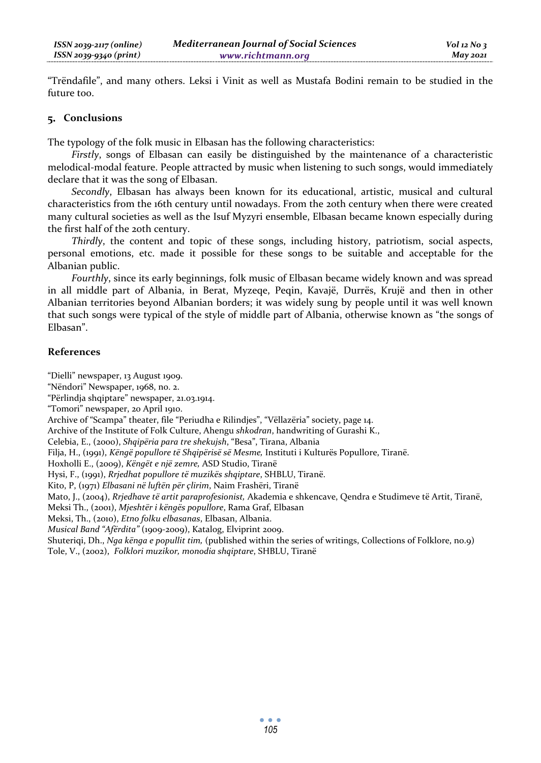"Trëndafile", and many others. Leksi i Vinit as well as Mustafa Bodini remain to be studied in the future too.

## 5. Conclusions

The typology of the folk music in Elbasan has the following characteristics:

*Firstly*, songs of Elbasan can easily be distinguished by the maintenance of a characteristic melodical-modal feature. People attracted by music when listening to such songs, would immediately declare that it was the song of Elbasan.

*Secondly*, Elbasan has always been known for its educational, artistic, musical and cultural characteristics from the 16th century until nowadays. From the 20th century when there were created many cultural societies as well as the Isuf Myzyri ensemble, Elbasan became known especially during the first half of the 20th century.

*Thirdly*, the content and topic of these songs, including history, patriotism, social aspects, personal emotions, etc. made it possible for these songs to be suitable and acceptable for the Albanian public.

*Fourthly*, since its early beginnings, folk music of Elbasan became widely known and was spread in all middle part of Albania, in Berat, Myzeqe, Peqin, Kavajë, Durrës, Krujë and then in other Albanian territories beyond Albanian borders; it was widely sung by people until it was well known that such songs were typical of the style of middle part of Albania, otherwise known as "the songs of Elbasan".

## References

"Dielli" newspaper, 13 August 1909.
"Nëndori" Newspaper, 1968, no. 2.
"Përlindja shqiptare" newspaper, 21.03.1914.
"Tomori" newspaper, 20 April 1910.
Archive of "Scampa" theater, file "Periudha e Rilindjes", "Vëllazëria" society, page 14.
Archive of the Institute of Folk Culture, Ahengu *shkodran*, handwriting of Gurashi K.,
Celebia, E., (2000), *Shqipëria para tre shekujsh*, "Besa", Tirana, Albania
Filja, H., (1991), *Këngë popullore të Shqipërisë së Mesme*, Instituti i Kulturës Popullore, Tiranë.
Hoxholli E., (2009), *Këngët e një zemre*, ASD Studio, Tiranë
Hysi, F., (1991), *Rrjedhat popullore të muzikës shqiptare*, SHBLU, Tiranë.
Kito, P, (1971) *Elbasani në luftën për çlirim*, Naim Frashëri, Tiranë
Mato, J., (2004), *Rrjedhave të artit paraprofesionist*, Akademia e shkencave, Qendra e Studimeve të Artit, Tiranë,
Meksi Th., (2001), *Mjeshtër i këngës popullore*, Rama Graf, Elbasan
Meksi, Th., (2010), *Etno folku elbasanas*, Elbasan, Albania.
*Musical Band "Afërdita"* (1909-2009), Katalog, Elviprint 2009.
Shuteriqi, Dh., *Nga kënga e popullit tim*, (published within the series of writings, Collections of Folklore, no.9)
Tole, V., (2002), *Folklori muzikor, monodia shqiptare*, SHBLU, Tiranë